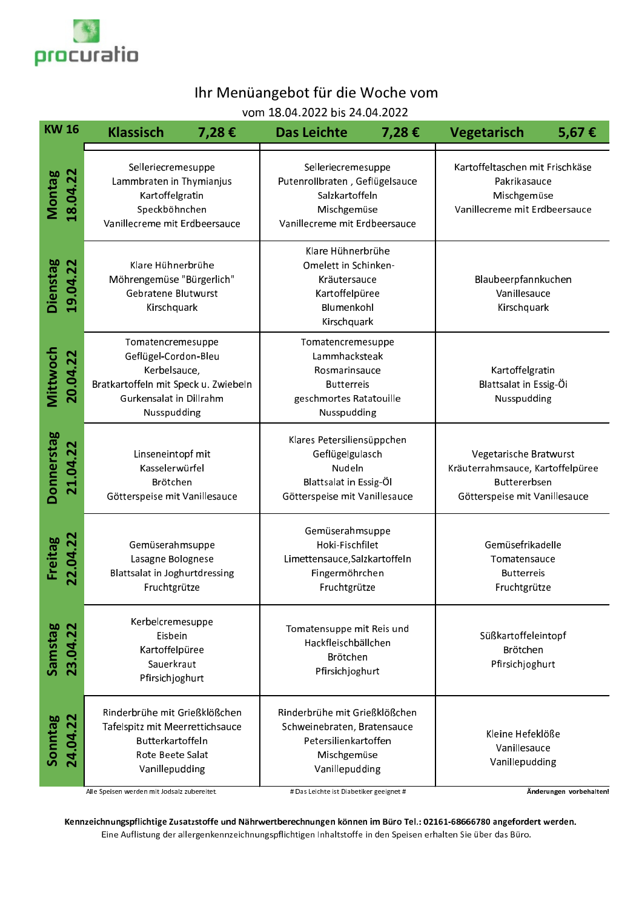procuratio

# Ihr Menüangebot für die Woche vom

vom 18.04.2022 bis 24.04.2022

| KW 16 | Klassisch 7,28 € | Das Leichte 7,28 € | Vegetarisch 5,67 € |
|---|---|---|---|
| Montag 18.04.22 | Selleriecremesuppe<br>Lammbraten in Thymianjus<br>Kartoffelgratin<br>Speckböhnchen<br>Vanillecreme mit Erdbeersauce | Selleriecremesuppe<br>Putenrollbraten , Geflügelsauce<br>Salzkartoffeln<br>Mischgemüse<br>Vanillecreme mit Erdbeersauce | Kartoffeltaschen mit Frischkäse<br>Pakrikasauce<br>Mischgemüse<br>Vanillecreme mit Erdbeersauce |
| Dienstag 19.04.22 | Klare Hühnerbrühe<br>Möhrengemüse "Bürgerlich"<br>Gebratene Blutwurst<br>Kirschquark | Klare Hühnerbrühe<br>Omelett in Schinken-<br>Kräutersauce<br>Kartoffelpüree<br>Blumenkohl<br>Kirschquark | Blaubeerpfannkuchen<br>Vanillesauce<br>Kirschquark |
| Mittwoch 20.04.22 | Tomatencremesuppe<br>Geflügel-Cordon-Bleu<br>Kerbelsauce,<br>Bratkartoffeln mit Speck u. Zwiebeln<br>Gurkensalat in Dillrahm<br>Nusspudding | Tomatencremesuppe<br>Lammhacksteak<br>Rosmarinsauce<br>Butterreis<br>geschmortes Ratatouille<br>Nusspudding | Kartoffelgratin<br>Blattsalat in Essig-Öi<br>Nusspudding |
| Donnerstag 21.04.22 | Linseneintopf mit<br>Kasselerwürfel<br>Brötchen<br>Götterspeise mit Vanillesauce | Klares Petersiliensüppchen<br>Geflügelgulasch<br>Nudeln<br>Blattsalat in Essig-Öl<br>Götterspeise mit Vanillesauce | Vegetarische Bratwurst<br>Kräuterrahmsauce, Kartoffelpüree<br>Buttererbsen<br>Götterspeise mit Vanillesauce |
| Freitag 22.04.22 | Gemüserahmsuppe<br>Lasagne Bolognese<br>Blattsalat in Joghurtdressing<br>Fruchtgrütze | Gemüserahmsuppe<br>Hoki-Fischfilet<br>Limettensauce,Salzkartoffeln<br>Fingermöhrchen<br>Fruchtgrütze | Gemüsefrikadelle<br>Tomatensauce<br>Butterreis<br>Fruchtgrütze |
| Samstag 23.04.22 | Kerbelcremesuppe<br>Eisbein<br>Kartoffelpüree<br>Sauerkraut<br>Pfirsichjoghurt | Tomatensuppe mit Reis und<br>Hackfleischbällchen<br>Brötchen<br>Pfirsichjoghurt | Süßkartoffeleintopf<br>Brötchen<br>Pfirsichjoghurt |
| Sonntag 24.04.22 | Rinderbrühe mit Grießklößchen<br>Tafelspitz mit Meerrettichsauce<br>Butterkartoffeln<br>Rote Beete Salat<br>Vanillepudding | Rinderbrühe mit Grießklößchen<br>Schweinebraten, Bratensauce<br>Petersilienkartoffeln<br>Mischgemüse<br>Vanillepudding | Kleine Hefeklöße<br>Vanillesauce<br>Vanillepudding |

Alle Speisen werden mit Jodsalz zubereitet. # Das Leichte ist Diabetiker geeignet # **Änderungen vorbehalten!**

**Kennzeichnungspflichtige Zusatzstoffe und Nährwertberechnungen können im Büro Tel.: 02161-68666780 angefordert werden.**

Eine Auflistung der allergenkennzeichnungspflichtigen Inhaltstoffe in den Speisen erhalten Sie über das Büro.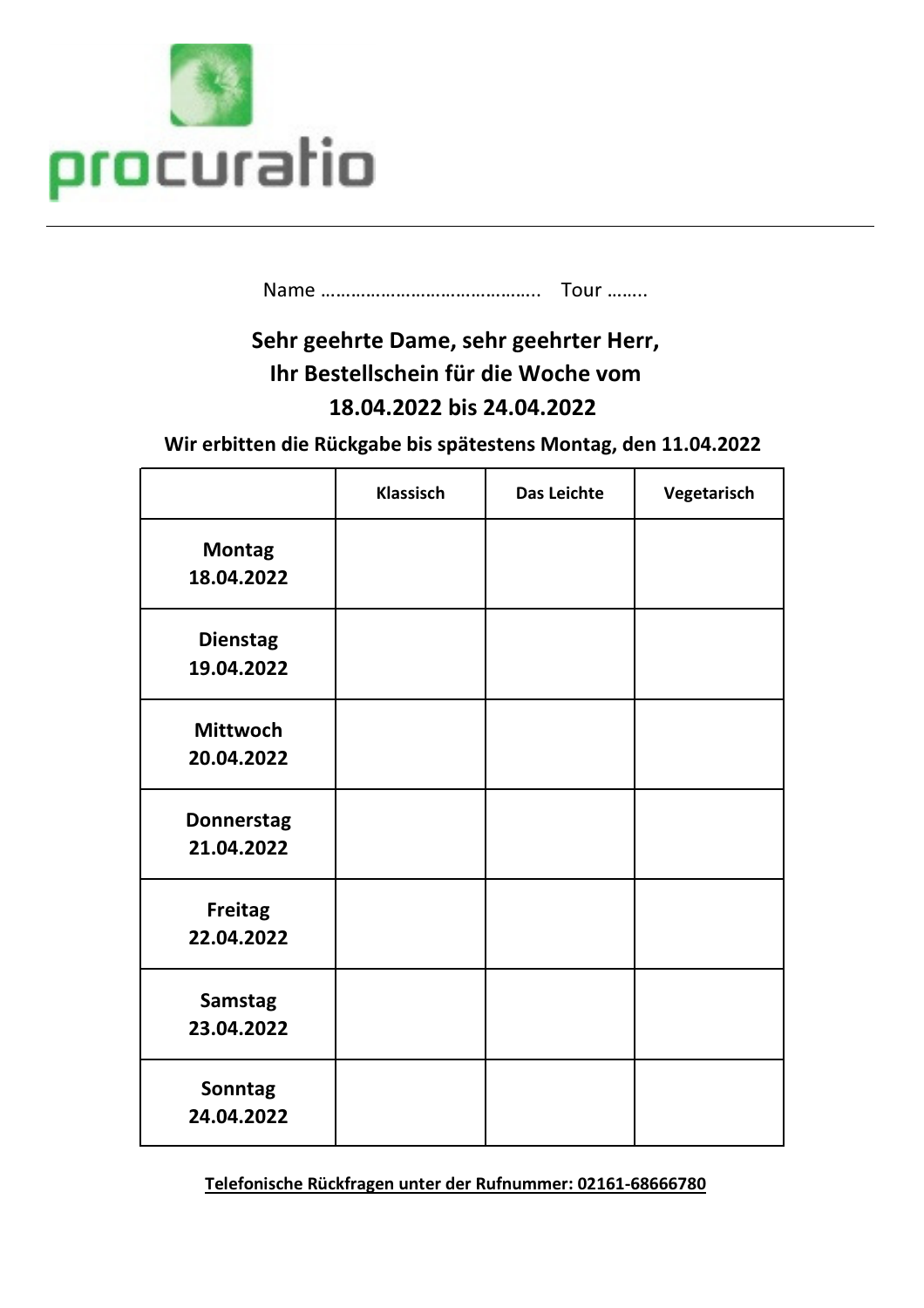procuratio

Name …………………………………….. Tour ……..

**Sehr geehrte Dame, sehr geehrter Herr,**
**Ihr Bestellschein für die Woche vom**
**18.04.2022 bis 24.04.2022**

**Wir erbitten die Rückgabe bis spätestens Montag, den 11.04.2022**

| | Klassisch | Das Leichte | Vegetarisch |
|---|---|---|---|
| **Montag 18.04.2022** | | | |
| **Dienstag 19.04.2022** | | | |
| **Mittwoch 20.04.2022** | | | |
| **Donnerstag 21.04.2022** | | | |
| **Freitag 22.04.2022** | | | |
| **Samstag 23.04.2022** | | | |
| **Sonntag 24.04.2022** | | | |

**Telefonische Rückfragen unter der Rufnummer: 02161-68666780**